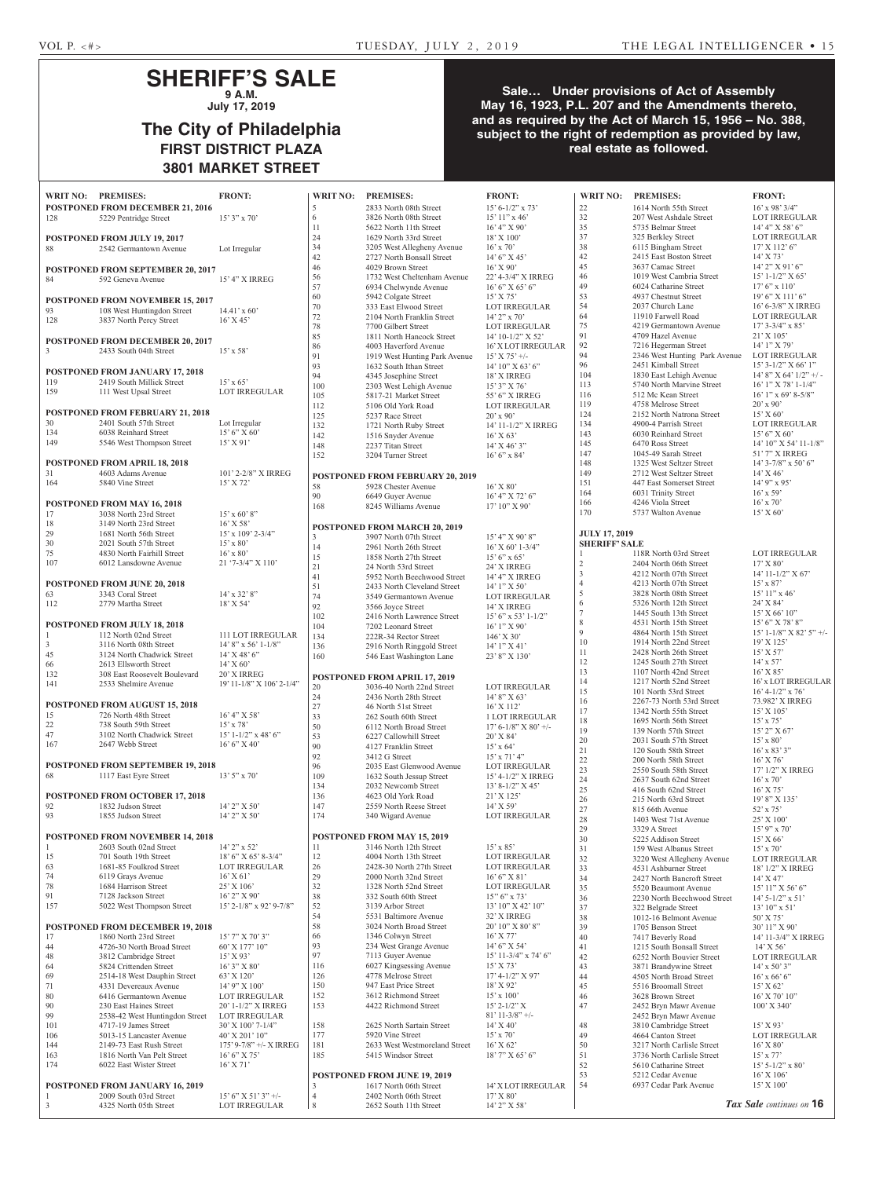# SHERIFF'S SALE

**9 A.M.**
**July 17, 2019**

## The City of Philadelphia

**FIRST DISTRICT PLAZA**
**3801 MARKET STREET**

**Sale… Under provisions of Act of Assembly May 16, 1923, P.L. 207 and the Amendments thereto, and as required by the Act of March 15, 1956 – No. 388, subject to the right of redemption as provided by law, real estate as followed.**

| WRIT NO: | PREMISES: | FRONT: |
|---|---|---|
| **POSTPONED FROM DECEMBER 21, 2016** | | |
| 128 | 5229 Pentridge Street | 15' 3" x 70' |
| **POSTPONED FROM JULY 19, 2017** | | |
| 88 | 2542 Germantown Avenue | Lot Irregular |
| **POSTPONED FROM SEPTEMBER 20, 2017** | | |
| 84 | 592 Geneva Avenue | 15' 4" X IRREG |
| **POSTPONED FROM NOVEMBER 15, 2017** | | |
| 93 | 108 West Huntingdon Street | 14.41' x 60' |
| 128 | 3837 North Percy Street | 16' X 45' |
| **POSTPONED FROM DECEMBER 20, 2017** | | |
| 3 | 2433 South 04th Street | 15' x 58' |
| **POSTPONED FROM JANUARY 17, 2018** | | |
| 119 | 2419 South Millick Street | 15' x 65' |
| 159 | 111 West Upsal Street | LOT IRREGULAR |
| **POSTPONED FROM FEBRUARY 21, 2018** | | |
| 30 | 2401 South 57th Street | Lot Irregular |
| 134 | 6038 Reinhard Street | 15' 6" X 60' |
| 149 | 5546 West Thompson Street | 15' X 91' |
| **POSTPONED FROM APRIL 18, 2018** | | |
| 31 | 4603 Adams Avenue | 101' 2-2/8" X IRREG |
| 164 | 5840 Vine Street | 15' X 72' |
| **POSTPONED FROM MAY 16, 2018** | | |
| 17 | 3038 North 23rd Street | 15' x 60' 8" |
| 18 | 3149 North 23rd Street | 16' X 58' |
| 29 | 1681 North 56th Street | 15' x 109' 2-3/4" |
| 30 | 2021 South 57th Street | 15' x 80' |
| 75 | 4830 North Fairhill Street | 16' x 80' |
| 107 | 6012 Lansdowne Avenue | 21 '7-3/4" X 110' |
| **POSTPONED FROM JUNE 20, 2018** | | |
| 63 | 3343 Coral Street | 14' x 32' 8" |
| 112 | 2779 Martha Street | 18' X 54' |
| **POSTPONED FROM JULY 18, 2018** | | |
| 1 | 112 North 02nd Street | 111 LOT IRREGULAR |
| 3 | 3116 North 08th Street | 14' 8" x 56' 1-1/8" |
| 45 | 3124 North Chadwick Street | 14' X 48' 6" |
| 66 | 2613 Ellsworth Street | 14' X 60' |
| 132 | 308 East Roosevelt Boulevard | 20' X IRREG |
| 141 | 2533 Shelmire Avenue | 19' 11-1/8" X 106' 2-1/4" |
| **POSTPONED FROM AUGUST 15, 2018** | | |
| 15 | 726 North 48th Street | 16' 4" X 58' |
| 22 | 738 South 59th Street | 15' x 78' |
| 47 | 3102 North Chadwick Street | 15' 1-1/2" x 48' 6" |
| 167 | 2647 Webb Street | 16' 6" X 40' |
| **POSTPONED FROM SEPTEMBER 19, 2018** | | |
| 68 | 1117 East Eyre Street | 13' 5" x 70' |
| **POSTPONED FROM OCTOBER 17, 2018** | | |
| 92 | 1832 Judson Street | 14' 2" X 50' |
| 93 | 1855 Judson Street | 14' 2" X 50' |
| **POSTPONED FROM NOVEMBER 14, 2018** | | |
| 1 | 2603 South 02nd Street | 14' 2" x 52' |
| 15 | 701 South 19th Street | 18' 6" X 65' 8-3/4" |
| 63 | 1681-85 Foulkrod Street | LOT IRREGULAR |
| 74 | 6119 Grays Avenue | 16' X 61' |
| 78 | 1684 Harrison Street | 25' X 106' |
| 91 | 7128 Jackson Street | 16' 2" X 90' |
| 157 | 5022 West Thompson Street | 15' 2-1/8" x 92' 9-7/8" |
| **POSTPONED FROM DECEMBER 19, 2018** | | |
| 17 | 1860 North 23rd Street | 15' 7" X 70' 3" |
| 44 | 4726-30 North Broad Street | 60' X 177' 10" |
| 48 | 3812 Cambridge Street | 15' X 93' |
| 64 | 5824 Crittenden Street | 16' 3" X 80' |
| 69 | 2514-18 West Dauphin Street | 63' X 120' |
| 71 | 4331 Devereaux Avenue | 14' 9" X 100' |
| 80 | 6416 Germantown Avenue | LOT IRREGULAR |
| 90 | 230 East Haines Street | 20' 1-1/2" X IRREG |
| 99 | 2538-42 West Huntingdon Street | LOT IRREGULAR |
| 101 | 4717-19 James Street | 30' X 100' 7-1/4" |
| 106 | 5013-15 Lancaster Avenue | 40' X 201' 10" |
| 144 | 2149-73 East Rush Street | 175' 9-7/8" +/- X IRREG |
| 163 | 1816 North Van Pelt Street | 16' 6" X 75' |
| 174 | 6022 East Wister Street | 16' X 71' |
| **POSTPONED FROM JANUARY 16, 2019** | | |
| 1 | 2009 South 03rd Street | 15' 6" X 51' 3" +/- |
| 3 | 4325 North 05th Street | LOT IRREGULAR |
| 5 | 2833 North 08th Street | 15' 6-1/2" x 73' |
| 6 | 3826 North 08th Street | 15' 11" x 46' |
| 11 | 5622 North 11th Street | 16' 4" X 90' |
| 24 | 1629 North 33rd Street | 18' X 100' |
| 34 | 3205 West Allegheny Avenue | 16' x 70' |
| 42 | 2727 North Bonsall Street | 14' 6" X 45' |
| 46 | 4029 Brown Street | 16' X 90' |
| 56 | 1732 West Cheltenham Avenue | 22' 4-3/4" X IRREG |
| 57 | 6934 Chelwynde Avenue | 16' 6" X 65' 6" |
| 60 | 5942 Colgate Street | 15' X 75' |
| 70 | 333 East Elwood Street | LOT IRREGULAR |
| 72 | 2104 North Franklin Street | 14' 2" x 70' |
| 78 | 7700 Gilbert Street | LOT IRREGULAR |
| 85 | 1811 North Hancock Street | 14' 10-1/2" X 52' |
| 86 | 4003 Haverford Avenue | 16' X LOT IRREGULAR |
| 91 | 1919 West Hunting Park Avenue | 15' X 75' +/- |
| 93 | 1632 South Ithan Street | 14' 10" X 63' 6" |
| 94 | 4345 Josephine Street | 18' X IRREG |
| 100 | 2303 West Lehigh Avenue | 15' 3" X 76' |
| 105 | 5817-21 Market Street | 55' 6" X IRREG |
| 112 | 5106 Old York Road | LOT IRREGULAR |
| 125 | 5237 Race Street | 20' x 90' |
| 132 | 1721 North Ruby Street | 14' 11-1/2" X IRREG |
| 142 | 1516 Snyder Avenue | 16' X 63' |
| 148 | 2237 Titan Street | 14' X 46' 3" |
| 152 | 3204 Turner Street | 16' 6" x 84' |
| **POSTPONED FROM FEBRUARY 20, 2019** | | |
| 58 | 5928 Chester Avenue | 16' X 80' |
| 90 | 6649 Guyer Avenue | 16' 4" X 72' 6" |
| 168 | 8245 Williams Avenue | 17' 10" X 90' |
| **POSTPONED FROM MARCH 20, 2019** | | |
| 3 | 3907 North 07th Street | 15' 4" X 90' 8" |
| 14 | 2961 North 26th Street | 16' X 60' 1-3/4" |
| 15 | 1858 North 27th Street | 15' 6" x 65' |
| 21 | 24 North 53rd Street | 24' X IRREG |
| 41 | 5952 North Beechwood Street | 14' 4" X IRREG |
| 51 | 2433 North Cleveland Street | 14' 1" X 50' |
| 74 | 3549 Germantown Avenue | LOT IRREGULAR |
| 92 | 3566 Joyce Street | 14' X IRREG |
| 102 | 2416 North Lawrence Street | 15' 6" x 53' 1-1/2" |
| 104 | 7202 Leonard Street | 16' 1" X 90' |
| 134 | 222R-34 Rector Street | 146' X 30' |
| 136 | 2916 North Ringgold Street | 14' 1" X 41' |
| 160 | 546 East Washington Lane | 23' 8" X 130' |
| **POSTPONED FROM APRIL 17, 2019** | | |
| 20 | 3036-40 North 22nd Street | LOT IRREGULAR |
| 24 | 2436 North 28th Street | 14' 8" X 63' |
| 27 | 46 North 51st Street | 16' X 112' |
| 33 | 262 South 60th Street | 1 LOT IRREGULAR |
| 50 | 6112 North Broad Street | 17' 6-1/8" X 80' +/- |
| 53 | 6227 Callowhill Street | 20' X 84' |
| 90 | 4127 Franklin Street | 15' x 64' |
| 92 | 3412 G Street | 15' x 71' 4" |
| 96 | 2035 East Glenwood Avenue | LOT IRREGULAR |
| 109 | 1632 South Jessup Street | 15' 4-1/2" X IRREG |
| 134 | 2032 Newcomb Street | 13' 8-1/2" X 45' |
| 136 | 4623 Old York Road | 21' X 125' |
| 147 | 2559 North Reese Street | 14' X 59' |
| 174 | 340 Wigard Avenue | LOT IRREGULAR |
| **POSTPONED FROM MAY 15, 2019** | | |
| 11 | 3146 North 12th Street | 15' x 85' |
| 12 | 4004 North 13th Street | LOT IRREGULAR |
| 26 | 2428-30 North 27th Street | LOT IRREGULAR |
| 29 | 2000 North 32nd Street | 16' 6" X 81' |
| 32 | 1328 North 52nd Street | LOT IRREGULAR |
| 38 | 332 South 60th Street | 15" 6" x 73' |
| 52 | 3139 Arbor Street | 13' 10" X 42' 10" |
| 54 | 5531 Baltimore Avenue | 32' X IRREG |
| 58 | 3024 North Broad Street | 20' 10" X 80' 8" |
| 66 | 1346 Colwyn Street | 16' X 77' |
| 93 | 234 West Grange Avenue | 14' 6" X 54' |
| 97 | 7113 Guyer Avenue | 15' 11-3/4" x 74' 6" |
| 116 | 6027 Kingsessing Avenue | 15' X 73' |
| 126 | 4778 Melrose Street | 17' 4-1/2" X 97' |
| 150 | 947 East Price Street | 18' X 92' |
| 152 | 3612 Richmond Street | 15' x 100' |
| 153 | 4422 Richmond Street | 15' 2-1/2" X 81' 11-3/8" +/- |
| 158 | 2625 North Sartain Street | 14' X 40' |
| 177 | 5920 Vine Street | 15' x 70' |
| 181 | 2633 West Westmoreland Street | 16' X 62' |
| 185 | 5415 Windsor Street | 18' 7" X 65' 6" |
| **POSTPONED FROM JUNE 19, 2019** | | |
| 3 | 1617 North 06th Street | 14' X LOT IRREGULAR |
| 4 | 2402 North 06th Street | 17' X 80' |
| 8 | 2652 South 11th Street | 14' 2" X 58' |
| 22 | 1614 North 55th Street | 16' x 98' 3/4" |
| 32 | 207 West Ashdale Street | LOT IRREGULAR |
| 35 | 5735 Belmar Street | 14' 4" X 58' 6" |
| 37 | 325 Berkley Street | LOT IRREGULAR |
| 38 | 6115 Bingham Street | 17' X 112' 6" |
| 42 | 2415 East Boston Street | 14' X 73' |
| 45 | 3637 Camac Street | 14' 2" X 91' 6" |
| 46 | 1019 West Cambria Street | 15' 1-1/2" X 65' |
| 49 | 6024 Catharine Street | 17' 6" x 110' |
| 53 | 4937 Chestnut Street | 19' 6" X 111' 6" |
| 54 | 2037 Church Lane | 16' 6-3/8" X IRREG |
| 64 | 11910 Farwell Road | LOT IRREGULAR |
| 75 | 4219 Germantown Avenue | 17' 3-3/4" x 85' |
| 91 | 4709 Hazel Avenue | 21' X 105' |
| 92 | 7216 Hegerman Street | 14' 1" X 79' |
| 94 | 2346 West Hunting Park Avenue | LOT IRREGULAR |
| 96 | 2451 Kimball Street | 15' 3-1/2" X 66' 1" |
| 104 | 1830 East Lehigh Avenue | 14' 8" X 64' 1/2" +/ - |
| 113 | 5740 North Marvine Street | 16' 1" X 78' 1-1/4" |
| 116 | 512 Mc Kean Street | 16' 1" x 69' 8-5/8" |
| 119 | 4758 Melrose Street | 20' x 90' |
| 124 | 2152 North Natrona Street | 15' X 60' |
| 134 | 4900-4 Parrish Street | LOT IRREGULAR |
| 143 | 6030 Reinhard Street | 15' 6" X 60' |
| 145 | 6470 Ross Street | 14' 10" X 54' 11-1/8" |
| 147 | 1045-49 Sarah Street | 51' 7" X IRREG |
| 148 | 1325 West Seltzer Street | 14' 3-7/8" x 50' 6" |
| 149 | 2712 West Seltzer Street | 14' X 46' |
| 151 | 447 East Somerset Street | 14' 9" x 95' |
| 164 | 6031 Trinity Street | 16' x 59' |
| 166 | 4246 Viola Street | 16' x 70' |
| 170 | 5737 Walton Avenue | 15' X 60' |
| **JULY 17, 2019 SHERIFF'S SALE** | | |
| 1 | 118R North 03rd Street | LOT IRREGULAR |
| 2 | 2404 North 06th Street | 17' X 80' |
| 3 | 4212 North 07th Street | 14' 11-1/2" X 67' |
| 4 | 4213 North 07th Street | 15' x 87' |
| 5 | 3828 North 08th Street | 15' 11" x 46' |
| 6 | 5326 North 12th Street | 24' X 84' |
| 7 | 1445 South 13th Street | 15' X 66' 10" |
| 8 | 4531 North 15th Street | 15' 6" X 78' 8" |
| 9 | 4864 North 15th Street | 15' 1-1/8" X 82' 5" +/- |
| 10 | 1914 North 22nd Street | 19' X 125' |
| 11 | 2428 North 26th Street | 15' X 57' |
| 12 | 1245 South 27th Street | 14' x 57' |
| 13 | 1107 North 42nd Street | 16' X 85' |
| 14 | 1217 North 52nd Street | 16' x LOT IRREGULAR |
| 15 | 101 North 53rd Street | 16' 4-1/2" x 76' |
| 16 | 2267-73 North 53rd Street | 73.982' X IRREG |
| 17 | 1342 North 55th Street | 15' X 105' |
| 18 | 1695 North 56th Street | 15' x 75' |
| 19 | 139 North 57th Street | 15' 2" X 67' |
| 20 | 2031 South 57th Street | 15' x 80' |
| 21 | 120 South 58th Street | 16' x 83' 3" |
| 22 | 200 North 58th Street | 16' X 76' |
| 23 | 2550 South 58th Street | 17' 1/2" X IRREG |
| 24 | 2637 South 62nd Street | 16' x 70' |
| 25 | 416 South 62nd Street | 16' X 75' |
| 26 | 215 North 63rd Street | 19' 8" X 135' |
| 27 | 815 66th Avenue | 52' x 75' |
| 28 | 1403 West 71st Avenue | 25' X 100' |
| 29 | 3329 A Street | 15' 9" x 70' |
| 30 | 5225 Addison Street | 15' X 66' |
| 31 | 159 West Albanus Street | 15' x 70' |
| 32 | 3220 West Allegheny Avenue | LOT IRREGULAR |
| 33 | 4531 Ashburner Street | 18' 1/2" X IRREG |
| 34 | 2427 North Bancroft Street | 14' X 47' |
| 35 | 5520 Beaumont Avenue | 15' 11" X 56' 6" |
| 36 | 2230 North Beechwood Street | 14' 5-1/2" x 51' |
| 37 | 322 Belgrade Street | 13' 10" x 51' |
| 38 | 1012-16 Belmont Avenue | 50' X 75' |
| 39 | 1705 Benson Street | 30' 11" X 90' |
| 40 | 7417 Beverly Road | 14' 11-3/4" X IRREG |
| 41 | 1215 South Bonsall Street | 14' X 56' |
| 42 | 6252 North Bouvier Street | LOT IRREGULAR |
| 43 | 3871 Brandywine Street | 14' x 50' 3" |
| 44 | 4505 North Broad Street | 16' x 66' 6" |
| 45 | 5516 Broomall Street | 15' X 62' |
| 46 | 3628 Brown Street | 16' X 70' 10" |
| 47 | 2452 Bryn Mawr Avenue 2452 Bryn Mawr Avenue | 100' X 340' |
| 48 | 3810 Cambridge Street | 15' X 93' |
| 49 | 4664 Canton Street | LOT IRREGULAR |
| 50 | 3217 North Carlisle Street | 16' X 80' |
| 51 | 3736 North Carlisle Street | 15' x 77' |
| 52 | 5610 Catharine Street | 15' 5-1/2" x 80' |
| 53 | 5212 Cedar Avenue | 16' X 106' |
| 54 | 6937 Cedar Park Avenue | 15' X 100' |

***Tax Sale** continues on* **16**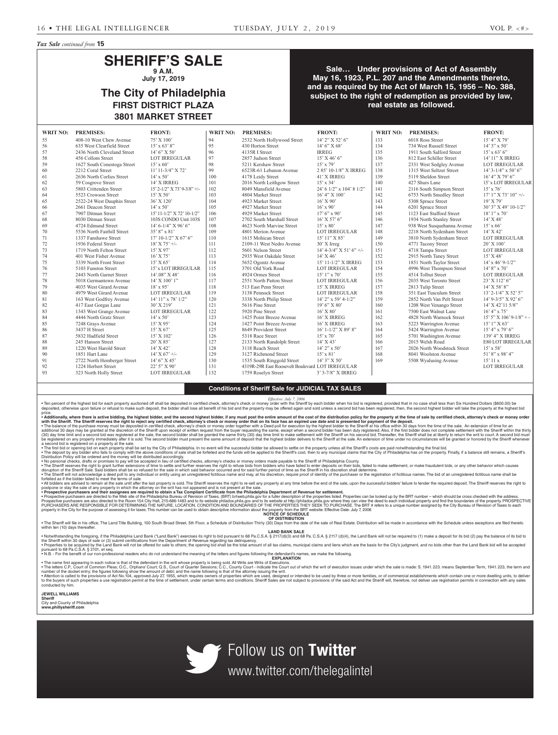*Tax Sale continued from* **15**

# SHERIFF'S SALE

**9 A.M.**
**July 17, 2019**

## The City of Philadelphia

**FIRST DISTRICT PLAZA**
**3801 MARKET STREET**

**Sale… Under provisions of Act of Assembly May 16, 1923, P.L. 207 and the Amendments thereto, and as required by the Act of March 15, 1956 – No. 388, subject to the right of redemption as provided by law, real estate as followed.**

| WRIT NO: | PREMISES: | FRONT: |
|---|---|---|
| 55 | 408-10 West Chew Avenue | 75' X 100' |
| 56 | 635 West Clearfield Street | 15' x 63' 8" |
| 57 | 2436 North Cleveland Street | 14' 6" X 50' |
| 58 | 456 Collom Street | LOT IRREGULAR |
| 59 | 1627 South Conestoga Street | 15' x 60' |
| 60 | 2212 Coral Street | 11' 11-3/4" X 72' |
| 61 | 2636 North Corlies Street | 14' x 50' |
| 62 | 59 Cosgrove Street | 14' X IRREG |
| 63 | 5803 Crittenden Street | 15' 2-1/2" X 73' 9-3/8" +/- |
| 64 | 5523 Crowson Street | 15' X 50' |
| 65 | 2522-24 West Dauphin Street | 36' X 120' |
| 66 | 2661 Deacon Street | 14' x 50' |
| 67 | 7907 Ditman Street | 15' 11-1/2" X 72' 10-1/2" |
| 68 | 8030 Ditman Street | 103S CONDO Unit 103S |
| 69 | 4724 Edmund Street | 14' 6-1/4" X 96' 6" |
| 70 | 5536 North Fairhill Street | 35' 8" x 81' |
| 71 | 1337 Fanshawe Street | 17' 10-1/2" X 67' 6" |
| 72 | 1936 Federal Street | 18' X 75' +/- |
| 73 | 1719 North Felton Street | 15' X 97' |
| 74 | 401 West Fisher Avenue | 16' X 75' |
| 75 | 3339 North Front Street | 15' X 65' |
| 76 | 5103 Funston Street | 15' x LOT IRREGULAR |
| 77 | 2443 North Garnet Street | 14'.08" X 48' |
| 78 | 5018 Germantown Avenue | 14' X 100' 1" |
| 79 | 4035 West Girard Avenue | 18' x 95' |
| 80 | 4979 West Girard Avenue | LOT IRREGULAR |
| 81 | 163 West Godfrey Avenue | 14' 11" x 78' 1/2" |
| 82 | 417 East Gorgas Lane | 30' X 219' |
| 83 | 1343 West Grange Avenue | LOT IRREGULAR |
| 84 | 4444 North Gratz Street | 14' x 50' |
| 85 | 7248 Grays Avenue | 15' X 95' |
| 86 | 3437 H Street | 15' X 67' |
| 87 | 5832 Hadfield Street | 15' X 102' |
| 88 | 245 Hanson Street | 20' X 85' |
| 89 | 1220 West Harold Street | 14' X 42' |
| 90 | 1851 Hart Lane | 14' X 67' +/- |
| 91 | 2722 North Hemberger Street | 14' 6" X 45' |
| 92 | 1224 Herbert Street | 22' 5" X 90' |
| 93 | 323 North Holly Street | LOT IRREGULAR |
| 94 | 2532 North Hollywood Street | 14' 2" X 52' 6" |
| 95 | 430 Horton Street | 14' 6" X 68' |
| 96 | 4135R I Street | IRREG |
| 97 | 2857 Judson Street | 15' X 46' 6" |
| 98 | 5211 Kershaw Street | 15' x 79' |
| 99 | 6523R-61 Lebanon Avenue | 2 85' 10-1/8" X IRREG |
| 100 | 4178 Leidy Street | 41' X IRREG |
| 101 | 2016 North Leithgow Street | 15' x 34' |
| 102 | 8049 Mansfield Avenue | 24' 6 1/2" x 104' 8 1/2" |
| 103 | 4804 Market Street | 16' 4" X 100' |
| 104 | 4923 Market Street | 16' X 90' |
| 105 | 4927 Market Street | 16' x 90' |
| 106 | 4929 Market Street | 17' 6" x 90' |
| 107 | 2702 South Marshall Street | 16' X 57' 6" |
| 108 | 4623 North Marvine Street | 15' x 80' |
| 109 | 4801 Merion Avenue | LOT IRREGULAR |
| 110 | 1615 Mohican Street | 15' 11" X 85' |
| 111 | 2109-11 West Nedro Avenue | 30' X Irreg |
| 112 | 5601 Nelson Street | 14' 4-3/4" X 51' 6" +/- |
| 113 | 2935 West Oakdale Street | 14' X 46' |
| 114 | 5652 Ogontz Avenue | 15' 11-1/2" X IRREG |
| 115 | 3701 Old York Road | LOT IRREGULAR |
| 116 | 4924 Ormes Street | 15' 1" x 70' |
| 117 | 2551 North Patton Street | LOT IRREGULAR |
| 118 | 513 East Penn Street | 15' X IRREG |
| 119 | 3138 Pennock Street | LOT IRREGULAR |
| 120 | 3338 North Philip Street | 14' 2" x 59' 4-1/2" |
| 121 | 5616 Pine Street | 19' 6" X 80' |
| 122 | 5920 Pine Street | 16' X 80' |
| 123 | 1425 Point Breeze Avenue | 16' X IRREG |
| 124 | 1427 Point Breeze Avenue | 16' X IRREG |
| 125 | 8649 Provident Street | 16' 1-1/2" X 89' 8" |
| 126 | 5318 Race Street | 15' x 70' |
| 127 | 2133 North Randolph Street | 14' X 43' |
| 128 | 3118 Reach Street | 14' 2" x 50' |
| 129 | 3127 Richmond Street | 15' x 81' |
| 130 | 1535 South Ringgold Street | 14' 3" X 50' |
| 131 | 4319R-29R East Roosevelt Boulevard | LOT IRREGULAR |
| 132 | 1759 Roselyn Street | 3' 3-7/8" X IRREG |
| 133 | 6018 Ross Street | 15' 4" X 79' |
| 134 | 734 West Russell Street | 14' 3" x 50' |
| 135 | 1911 South Salford Street | 15' x 63' 6" |
| 136 | 812 East Schiller Street | 14' 11" X IRREG |
| 137 | 2331 West Sedgley Avenue | LOT IRREGULAR |
| 138 | 1315 West Seltzer Street | 14' 3-1/4" x 50' 6" |
| 139 | 5119 Sheldon Street | 16' 4" X 79' 6" |
| 140 | 427 Shurs Lane | 15' x LOT IRREGULAR |
| 141 | 2116 South Simpson Street | 15' x 76' |
| 142 | 6753 North Smedley Street | 17' 1" X 73' 10" +/- |
| 143 | 5308 Spruce Street | 19' X 79' |
| 144 | 6201 Spruce Street | 30' 3" X 49' 10-1/2" |
| 145 | 1123 East Stafford Street | 18' 1" x 70' |
| 146 | 1934 North Stanley Street | 14' X 48' |
| 147 | 938 West Susquehanna Avenue | 15' x 66' |
| 148 | 2218 North Sydenham Street | 14' X 42' |
| 149 | 3810 North Sydenham Street | LOT IRREGULAR |
| 150 | 4771 Tacony Street | 20' X 100' |
| 151 | 4718 Tampa Street | LOT IRREGULAR |
| 152 | 2915 North Taney Street | 15' X 48' |
| 153 | 1851 North Taylor Street | 14' x 46' 9-1/2" |
| 154 | 4996 West Thompson Street | 14' 8" x 70' |
| 155 | 4514 Tolbut Street | LOT IRREGULAR |
| 156 | 2035 West Toronto Street | 23' X 112' 6" |
| 157 | 2813 Tulip Street | 14' X 58' 8" |
| 158 | 351 East Tusculum Street | 13' 2-1/4" X 52' 5" |
| 159 | 2852 North Van Pelt Street | 14' 9-3/5" X 92' 6" |
| 160 | 1208 West Venango Street | 14' X 42'11 5/8" |
| 161 | 7500 East Walnut Lane | 16' 4" x 75' |
| 162 | 4828 North Warnock Street | 15' 5" X 106' 9-1/8" + - |
| 163 | 5223 Warrington Avenue | 15' 1" X 63' |
| 164 | 5424 Warrington Avenue | 15' 4" x 79' 6" |
| 165 | 5701 Washington Avenue | 139' 4" X IRREG |
| 166 | 2015 Welsh Road | E80 LOT IRREGULAR |
| 167 | 2026 North Woodstock Street | 15' x 58' |
| 168 | 8041 Woolston Avenue | 51' 8" x 98' 4" |
| 169 | 5508 Wyalusing Avenue | 15' 11 x LOT IRREGULAR |

### Conditions of Sheriff Sale for JUDICIAL TAX SALES

*Effective: July 7, 2006*

• Ten percent of the highest bid for each property auctioned off shall be deposited in certified check, attorney's check or money order with the Sheriff by each bidder when his bid is registered, provided that in no case shall less than Six Hundred Dollars ($600.00) be deposited, otherwise upon failure or refusal to make such deposit, the bidder shall lose all benefit of his bid and the property may be offered again and sold unless a second bid has been registered, then, the second highest bidder will take the property at the highest bid price.

• **Additionally, where there is active bidding, the highest bidder, and the second highest bidder, if any must post the entire amount of the cost of the distribution policy for the property at the time of sale by certified check, attorney's check or money order with the Sheriff. The Sheriff reserves the right to reject any certified check, attorney's check or money order that on its face has an expired use date and is presented for payment of the deposit.**

• The balance of the purchase money must be deposited in certified check, attorney's check or money order together with a Deed poll for execution by the highest bidder to the Sheriff at his office within 30 days from the time of the sale. An extension of time for an additional 30 days may be granted at the discretion of the Sheriff upon receipt of written request from the buyer requesting the same, except when a second bidder has been duly registered. Also, if the first bidder does not complete settlement with the Sheriff within the thirty (30) day time limit and a second bid was registered at the sale, the second bidder shall be granted the same thirty (30) day time limit to make settlement with the Sheriff on his second bid. Thereafter, the Sheriff shall be at liberty to return the writ to court. A second bid must be registered on any property immediately after it is sold. The second bidder must present the same amount of deposit that the highest bidder delivers to the Sheriff at the sale. An extension of time under no circumstances will be granted or honored by the Sheriff whenever a second bid is registered on a property at the sale.

• The first bid or opening bid on each property shall be set by the City of Philadelphia. In no event will the successful bidder be allowed to settle on the property unless all the Sheriff's costs are paid notwithstanding the final bid.

• The deposit by any bidder who fails to comply with the above conditions of sale shall be forfeited and the funds will be applied to the Sheriff's cost, then to any municipal claims that the City of Philadelphia has on the property. Finally, if a balance still remains, a Sheriff's Distribution Policy will be ordered and the money will be distributed accordingly.

• No personal checks, drafts or promises to pay will be accepted in lieu of certified checks, attorney's checks or money orders made payable to the Sheriff of Philadelphia County.

• The Sheriff reserves the right to grant further extensions of time to settle and further reserves the right to refuse bids from bidders who have failed to enter deposits on their bids, failed to make settlement, or make fraudulent bids, or any other behavior which causes disruption of the Sheriff Sale. Said bidders shall be so refused for the sale in which said behavior occurred and for said further period of time as the Sheriff in his discretion shall determine.

• The Sheriff will not acknowledge a deed poll to any individual or entity using an unregistered fictitious name and may, at his discretion, require proof of identity of the purchaser or the registration of fictitious names. The bid of an unregistered fictitious name shall be forfeited as if the bidder failed to meet the terms of sale.

• All bidders are advised to remain at the sale until after the last property is sold. The Sheriff reserves the right to re-sell any property at any time before the end of the sale, upon the successful bidders' failure to tender the required deposit. The Sheriff reserves the right to postpone or stay the sale of any property in which the attorney on the writ has not appeared and is not present at the sale.

• **Prospective purchasers and their assignees are required to obtain a Tax Compliant Certificate from the Philadelphia Department of Revenue for settlement.**

• Prospective purchasers are directed to the Web site of the Philadelphia Bureau of Revision of Taxes, (BRT) brtweb.phila.gov for a fuller description of the properties listed. Properties can be looked up by the BRT number – which should be cross checked with the address. Prospective purchasers are also directed to the Room 154 City Hall, 215-686-1483 and to its website philadox.phila.gov and to its website at http://philadox.phila.gov where they can view the deed to each individual property and find the boundaries of the property. PROSPECTIVE PURCHASERS ARE RESPONSIBLE FOR DETERMINING THE NATURE, LOCATION, CONDITION AND BOUNDARIES OF THE PROPERTIES THEY SEEK TO PURCHASE. The BRT # refers to a unique number assigned by the City Bureau of Revision of Taxes to each property in the City for the purpose of assessing it for taxes. This number can be used to obtain descriptive information about the property from the BRT website. Effective Date: July 7, 2006

**NOTICE OF SCHEDULE OF DISTRIBUTION**

• The Sheriff will file in his office, The Land Title Building, 100 South Broad Street, 5th Floor, a Schedule of Distribution Thirty (30) Days from the date of the sale of Real Estate. Distribution will be made in accordance with the Schedule unless exceptions are filed thereto within ten (10) days thereafter.

**LAND BANK SALE**

• Notwithstanding the foregoing, if the Philadelphia Land Bank ("Land Bank") exercises its right to bid pursuant to 68 Pa.C.S.A. § 2117(d)(3) and 68 Pa. C.S.A. § 2117 (d)(4), the Land Bank will not be required to (1) make a deposit for its bid (2) pay the balance of its bid to the Sheriff within 30 days of sale or (3) submit certifications from the Department of Revenue regarding tax delinquency.

• Properties to be acquired by the Land Bank will not be offered for sale to others; the opening bid shall be the total amount of all tax claims, municipal claims and liens which are the basis for the City's judgment, and no bids other than the Land Bank bid will be accepted pursuant to 68 Pa.C.S.A. § 2101, et seq.

• N.B. - For the benefit of our non-professional readers who do not understand the meaning of the letters and figures following the defendant's names, we make the following.

**EXPLANATION**

• The name first appearing in each notice is that of the defendant in the writ whose property is being sold. All Writs are Writs of Executions.

• The letters C.P., Court of Common Pleas; O.C., Orphans' Court; Q.S., Court of Quarter Sessions; C.C., County Court - indicate the Court out of which the writ of execution issues under which the sale is made: S. 1941. 223. means September Term, 1941. 223, the term and number of the docket entry; the figures following show the amount of debt; and the name following is that of the attorney issuing the writ.

• Attention is called to the provisions of Act No.104, approved July 27, 1955, which requires owners of properties which are used, designed or intended to be used by three or more families, or of commercial establishments which contain one or more dwelling units, to deliver to the buyers of such properties a use registration permit at the time of settlement, under certain terms and conditions. Sheriff Sales are not subject to provisions of the said Act and the Sheriff will, therefore, not deliver use registration permits in connection with any sales conducted by him.

**JEWELL WILLIAMS**
**Sheriff**
City and County of Philadelphia
**www.phillysheriff.com**

Follow us on **Twitter**
www.twitter.com/thelegalintel